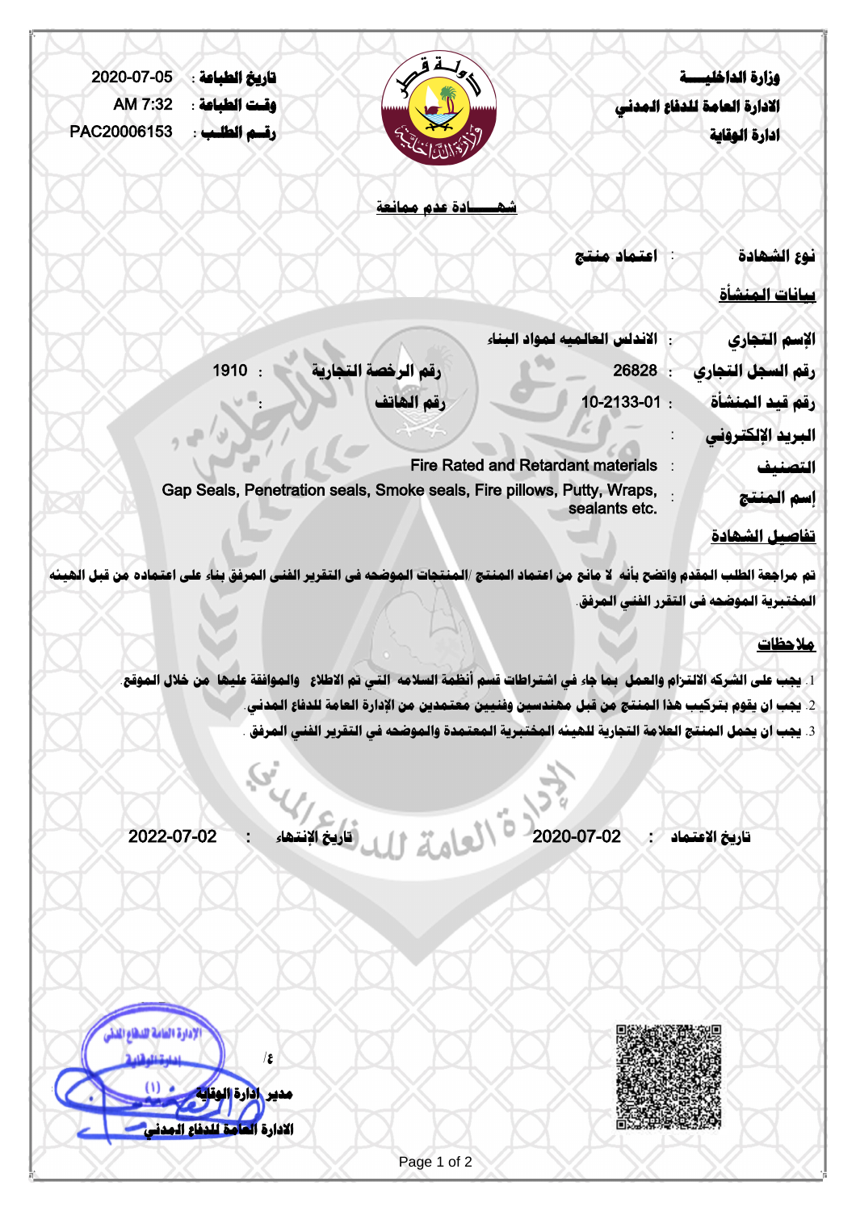وزارة الداخليـــة
الادارة العامة للدفاع المدني
ادارة الوقاية

تاريخ الطباعة : 2020-07-05
وقت الطباعة : AM 7:32
رقم الطلب : PAC20006153

## شهـــــادة عدم ممانعة

نوع الشهادة : اعتماد منتج

### بيانات المنشأة

الإسم التجاري : الاندلس العالميه لمواد البناء

رقم السجل التجاري : 26828 رقم الرخصة التجارية : 1910

رقم قيد المنشأة : 10-2133-01 رقم الهاتف :

البريد الإلكتروني :

التصنيف : Fire Rated and Retardant materials

إسم المنتج : Gap Seals, Penetration seals, Smoke seals, Fire pillows, Putty, Wraps, sealants etc.

### تفاصيل الشهادة

تم مراجعة الطلب المقدم واتضح بأنه لا مانع من اعتماد المنتج /المنتجات الموضحه فى التقرير الفنى المرفق بناء على اعتماده من قبل الهيئه المختبرية الموضحه فى التقرر الفني المرفق.

### ملاحظات

1. يجب على الشركه الالتزام والعمل بما جاء في اشتراطات قسم أنظمة السلامه التي تم الاطلاع والموافقة عليها من خلال الموقع.
2. يجب ان يقوم بتركيب هذا المنتج من قبل مهندسين وفنيين معتمدين من الإدارة العامة للدفاع المدني.
3. يجب ان يحمل المنتج العلامة التجارية للهيئه المختبرية المعتمدة والموضحه في التقرير الفني المرفق .

تاريخ الاعتماد : 2020-07-02 تاريخ الإنتهاء : 2022-07-02

ع/
مدير ادارة الوقاية
الادارة العامة للدفاع المدني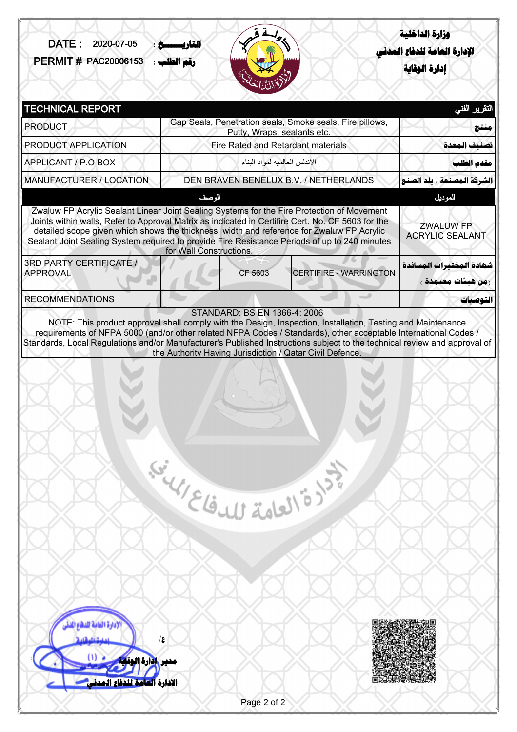DATE : 2020-07-05 : التاريـــــخ

PERMIT # PAC20006153 : رقم الطلب

وزارة الداخلية

الإدارة العامة للدفاع المدني

إدارة الوقاية

| TECHNICAL REPORT | | | | التقرير الفني |
|---|---|---|---|---|
| PRODUCT | Gap Seals, Penetration seals, Smoke seals, Fire pillows, Putty, Wraps, sealants etc. | | | منتج |
| PRODUCT APPLICATION | Fire Rated and Retardant materials | | | تصنيف المعدة |
| APPLICANT / P.O BOX | الاندلس العالميه لمواد البناء | | | مقدم الطلب |
| MANUFACTURER / LOCATION | DEN BRAVEN BENELUX B.V. / NETHERLANDS | | | الشركة المصنعة / بلد الصنع |
| الوصف | | | | الموديل |
| Zwaluw FP Acrylic Sealant Linear Joint Sealing Systems for the Fire Protection of Movement Joints within walls, Refer to Approval Matrix as indicated in Certifire Cert. No. CF 5603 for the detailed scope given which shows the thickness, width and reference for Zwaluw FP Acrylic Sealant Joint Sealing System required to provide Fire Resistance Periods of up to 240 minutes for Wall Constructions. | | | | ZWALUW FP ACRYLIC SEALANT |
| 3RD PARTY CERTIFICATE / APPROVAL | | CF 5603 | CERTIFIRE - WARRINGTON | شهادة المختبرات المساندة (من هيئات معتمدة) |
| RECOMMENDATIONS | | | | التوصيات |

STANDARD: BS EN 1366-4: 2006

NOTE: This product approval shall comply with the Design, Inspection, Installation, Testing and Maintenance requirements of NFPA 5000 (and/or other related NFPA Codes / Standards), other acceptable International Codes / Standards, Local Regulations and/or Manufacturer's Published Instructions subject to the technical review and approval of the Authority Having Jurisdiction / Qatar Civil Defence.

ع/

مدير إدارة الوقاية

الادارة العامة للدفاع المدني